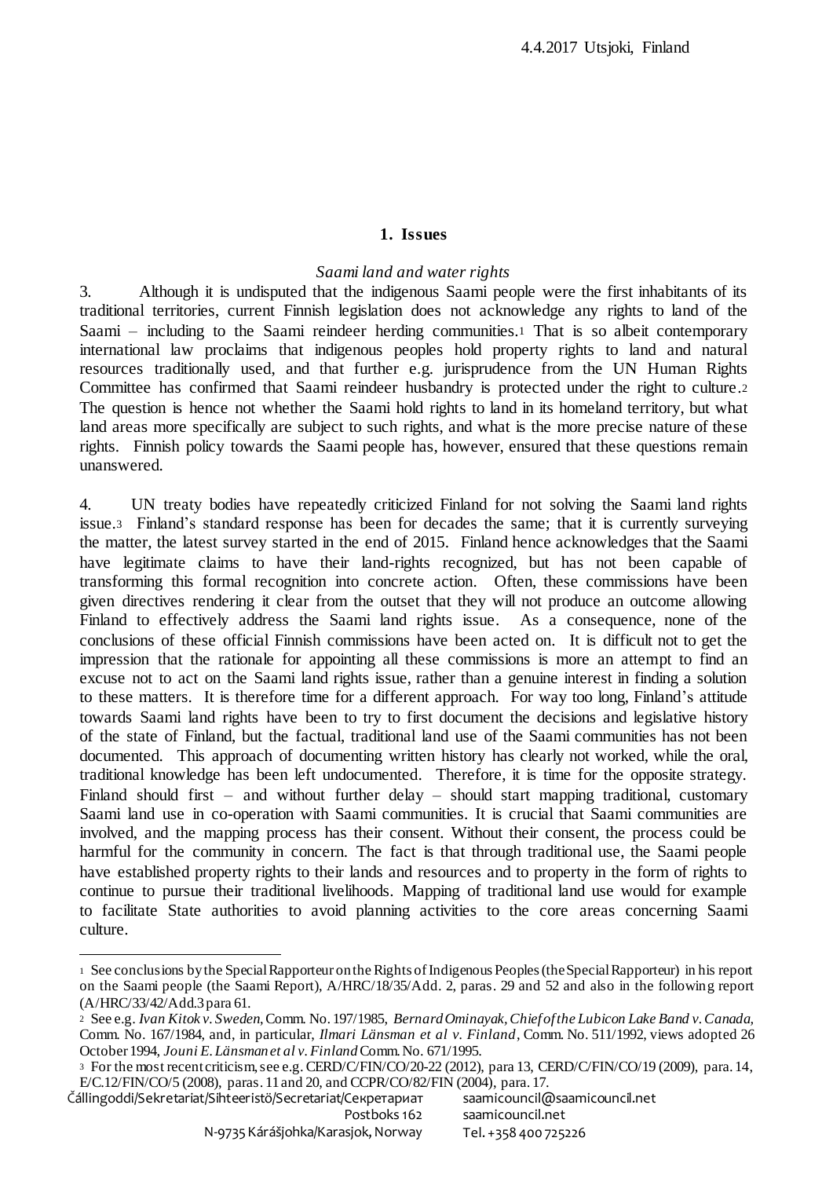4.4.2017 Utsjoki, Finland

## 1. Issues

*Saami land and water rights*

3. Although it is undisputed that the indigenous Saami people were the first inhabitants of its traditional territories, current Finnish legislation does not acknowledge any rights to land of the Saami – including to the Saami reindeer herding communities.[1] That is so albeit contemporary international law proclaims that indigenous peoples hold property rights to land and natural resources traditionally used, and that further e.g. jurisprudence from the UN Human Rights Committee has confirmed that Saami reindeer husbandry is protected under the right to culture.[2] The question is hence not whether the Saami hold rights to land in its homeland territory, but what land areas more specifically are subject to such rights, and what is the more precise nature of these rights. Finnish policy towards the Saami people has, however, ensured that these questions remain unanswered.

4. UN treaty bodies have repeatedly criticized Finland for not solving the Saami land rights issue.[3] Finland's standard response has been for decades the same; that it is currently surveying the matter, the latest survey started in the end of 2015. Finland hence acknowledges that the Saami have legitimate claims to have their land-rights recognized, but has not been capable of transforming this formal recognition into concrete action. Often, these commissions have been given directives rendering it clear from the outset that they will not produce an outcome allowing Finland to effectively address the Saami land rights issue. As a consequence, none of the conclusions of these official Finnish commissions have been acted on. It is difficult not to get the impression that the rationale for appointing all these commissions is more an attempt to find an excuse not to act on the Saami land rights issue, rather than a genuine interest in finding a solution to these matters. It is therefore time for a different approach. For way too long, Finland's attitude towards Saami land rights have been to try to first document the decisions and legislative history of the state of Finland, but the factual, traditional land use of the Saami communities has not been documented. This approach of documenting written history has clearly not worked, while the oral, traditional knowledge has been left undocumented. Therefore, it is time for the opposite strategy. Finland should first – and without further delay – should start mapping traditional, customary Saami land use in co-operation with Saami communities. It is crucial that Saami communities are involved, and the mapping process has their consent. Without their consent, the process could be harmful for the community in concern. The fact is that through traditional use, the Saami people have established property rights to their lands and resources and to property in the form of rights to continue to pursue their traditional livelihoods. Mapping of traditional land use would for example to facilitate State authorities to avoid planning activities to the core areas concerning Saami culture.

---

[1] See conclusions by the Special Rapporteur on the Rights of Indigenous Peoples (the Special Rapporteur) in his report on the Saami people (the Saami Report), A/HRC/18/35/Add. 2, paras. 29 and 52 and also in the following report (A/HRC/33/42/Add.3 para 61.

[2] See e.g. *Ivan Kitok v. Sweden*, Comm. No. 197/1985, *Bernard Ominayak, Chief of the Lubicon Lake Band v. Canada*, Comm. No. 167/1984, and, in particular, *Ilmari Länsman et al v. Finland*, Comm. No. 511/1992, views adopted 26 October 1994, *Jouni E. Länsman et al v. Finland* Comm. No. 671/1995.

[3] For the most recent criticism, see e.g. CERD/C/FIN/CO/20-22 (2012), para 13, CERD/C/FIN/CO/19 (2009), para. 14, E/C.12/FIN/CO/5 (2008), paras. 11 and 20, and CCPR/CO/82/FIN (2004), para. 17.

Čállingoddi/Sekretariat/Sihteeristö/Secretariat/Секретариат
Postboks 162
N-9735 Kárášjohka/Karasjok, Norway

saamicouncil@saamicouncil.net
saamicouncil.net
Tel. +358 400 725226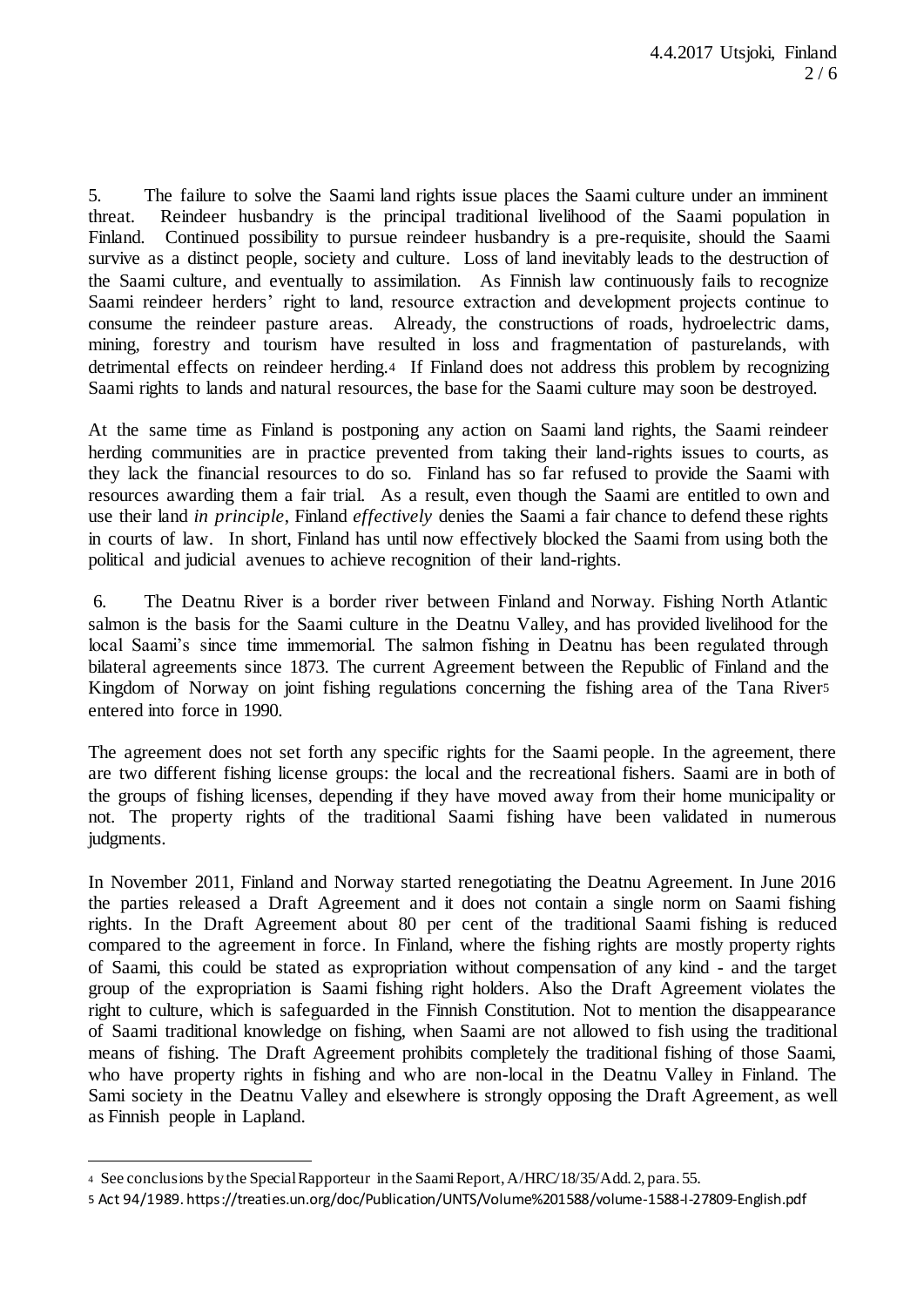5. The failure to solve the Saami land rights issue places the Saami culture under an imminent threat. Reindeer husbandry is the principal traditional livelihood of the Saami population in Finland. Continued possibility to pursue reindeer husbandry is a pre-requisite, should the Saami survive as a distinct people, society and culture. Loss of land inevitably leads to the destruction of the Saami culture, and eventually to assimilation. As Finnish law continuously fails to recognize Saami reindeer herders' right to land, resource extraction and development projects continue to consume the reindeer pasture areas. Already, the constructions of roads, hydroelectric dams, mining, forestry and tourism have resulted in loss and fragmentation of pasturelands, with detrimental effects on reindeer herding.[4] If Finland does not address this problem by recognizing Saami rights to lands and natural resources, the base for the Saami culture may soon be destroyed.

At the same time as Finland is postponing any action on Saami land rights, the Saami reindeer herding communities are in practice prevented from taking their land-rights issues to courts, as they lack the financial resources to do so. Finland has so far refused to provide the Saami with resources awarding them a fair trial. As a result, even though the Saami are entitled to own and use their land *in principle*, Finland *effectively* denies the Saami a fair chance to defend these rights in courts of law. In short, Finland has until now effectively blocked the Saami from using both the political and judicial avenues to achieve recognition of their land-rights.

6. The Deatnu River is a border river between Finland and Norway. Fishing North Atlantic salmon is the basis for the Saami culture in the Deatnu Valley, and has provided livelihood for the local Saami's since time immemorial. The salmon fishing in Deatnu has been regulated through bilateral agreements since 1873. The current Agreement between the Republic of Finland and the Kingdom of Norway on joint fishing regulations concerning the fishing area of the Tana River[5] entered into force in 1990.

The agreement does not set forth any specific rights for the Saami people. In the agreement, there are two different fishing license groups: the local and the recreational fishers. Saami are in both of the groups of fishing licenses, depending if they have moved away from their home municipality or not. The property rights of the traditional Saami fishing have been validated in numerous judgments.

In November 2011, Finland and Norway started renegotiating the Deatnu Agreement. In June 2016 the parties released a Draft Agreement and it does not contain a single norm on Saami fishing rights. In the Draft Agreement about 80 per cent of the traditional Saami fishing is reduced compared to the agreement in force. In Finland, where the fishing rights are mostly property rights of Saami, this could be stated as expropriation without compensation of any kind - and the target group of the expropriation is Saami fishing right holders. Also the Draft Agreement violates the right to culture, which is safeguarded in the Finnish Constitution. Not to mention the disappearance of Saami traditional knowledge on fishing, when Saami are not allowed to fish using the traditional means of fishing. The Draft Agreement prohibits completely the traditional fishing of those Saami, who have property rights in fishing and who are non-local in the Deatnu Valley in Finland. The Sami society in the Deatnu Valley and elsewhere is strongly opposing the Draft Agreement, as well as Finnish people in Lapland.

---

[4] See conclusions by the Special Rapporteur in the Saami Report, A/HRC/18/35/Add. 2, para. 55.

[5] Act 94/1989. https://treaties.un.org/doc/Publication/UNTS/Volume%201588/volume-1588-I-27809-English.pdf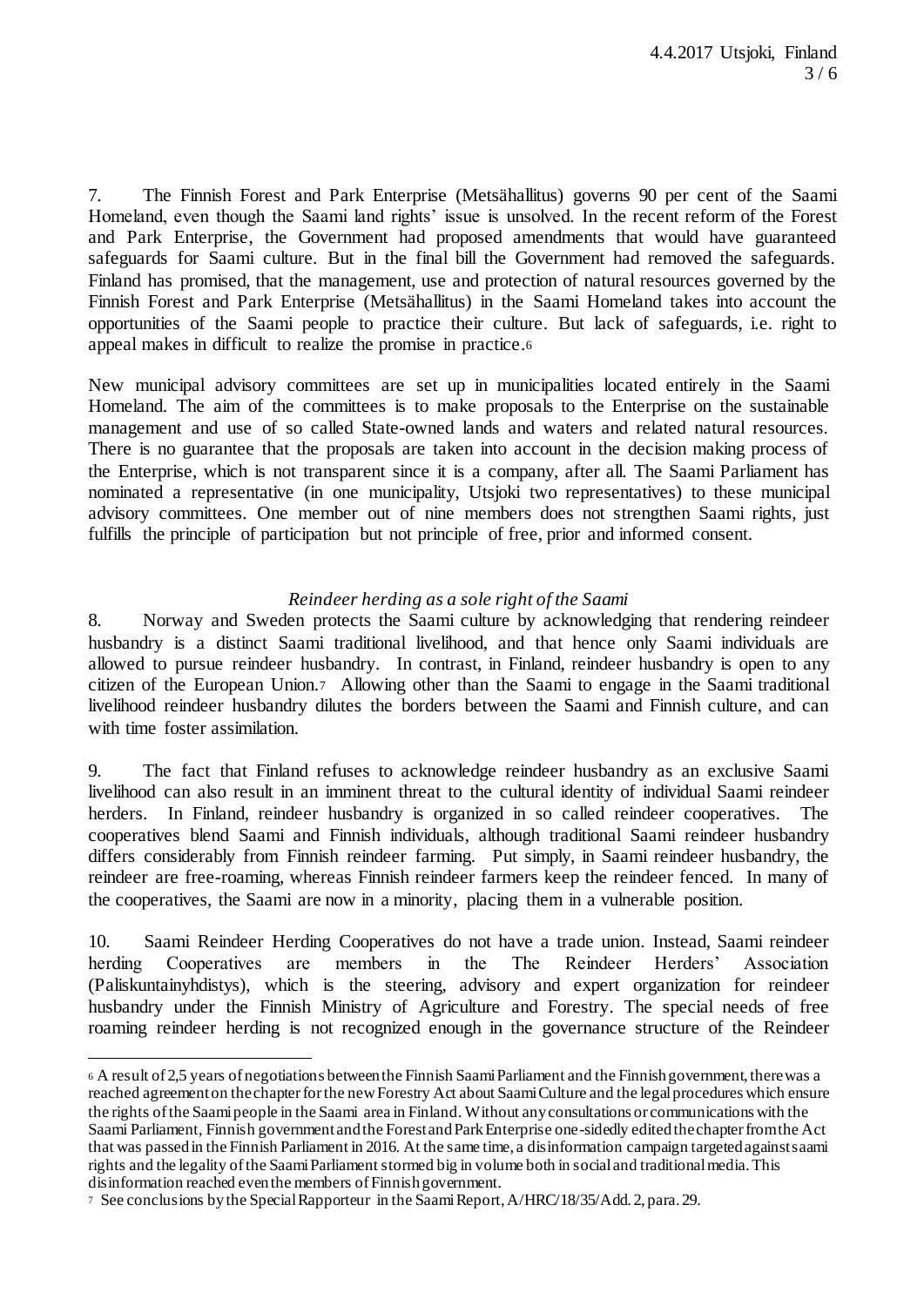7. The Finnish Forest and Park Enterprise (Metsähallitus) governs 90 per cent of the Saami Homeland, even though the Saami land rights' issue is unsolved. In the recent reform of the Forest and Park Enterprise, the Government had proposed amendments that would have guaranteed safeguards for Saami culture. But in the final bill the Government had removed the safeguards. Finland has promised, that the management, use and protection of natural resources governed by the Finnish Forest and Park Enterprise (Metsähallitus) in the Saami Homeland takes into account the opportunities of the Saami people to practice their culture. But lack of safeguards, i.e. right to appeal makes in difficult to realize the promise in practice.[6]

New municipal advisory committees are set up in municipalities located entirely in the Saami Homeland. The aim of the committees is to make proposals to the Enterprise on the sustainable management and use of so called State-owned lands and waters and related natural resources. There is no guarantee that the proposals are taken into account in the decision making process of the Enterprise, which is not transparent since it is a company, after all. The Saami Parliament has nominated a representative (in one municipality, Utsjoki two representatives) to these municipal advisory committees. One member out of nine members does not strengthen Saami rights, just fulfills the principle of participation but not principle of free, prior and informed consent.

*Reindeer herding as a sole right of the Saami*

8. Norway and Sweden protects the Saami culture by acknowledging that rendering reindeer husbandry is a distinct Saami traditional livelihood, and that hence only Saami individuals are allowed to pursue reindeer husbandry. In contrast, in Finland, reindeer husbandry is open to any citizen of the European Union.[7] Allowing other than the Saami to engage in the Saami traditional livelihood reindeer husbandry dilutes the borders between the Saami and Finnish culture, and can with time foster assimilation.

9. The fact that Finland refuses to acknowledge reindeer husbandry as an exclusive Saami livelihood can also result in an imminent threat to the cultural identity of individual Saami reindeer herders. In Finland, reindeer husbandry is organized in so called reindeer cooperatives. The cooperatives blend Saami and Finnish individuals, although traditional Saami reindeer husbandry differs considerably from Finnish reindeer farming. Put simply, in Saami reindeer husbandry, the reindeer are free-roaming, whereas Finnish reindeer farmers keep the reindeer fenced. In many of the cooperatives, the Saami are now in a minority, placing them in a vulnerable position.

10. Saami Reindeer Herding Cooperatives do not have a trade union. Instead, Saami reindeer herding Cooperatives are members in the The Reindeer Herders' Association (Paliskuntainyhdistys), which is the steering, advisory and expert organization for reindeer husbandry under the Finnish Ministry of Agriculture and Forestry. The special needs of free roaming reindeer herding is not recognized enough in the governance structure of the Reindeer

---

[6] A result of 2,5 years of negotiations between the Finnish Saami Parliament and the Finnish government, there was a reached agreement on the chapter for the new Forestry Act about Saami Culture and the legal procedures which ensure the rights of the Saami people in the Saami area in Finland. Without any consultations or communications with the Saami Parliament, Finnish government and the Forest and Park Enterprise one-sidedly edited the chapter from the Act that was passed in the Finnish Parliament in 2016. At the same time, a disinformation campaign targeted against saami rights and the legality of the Saami Parliament stormed big in volume both in social and traditional media. This disinformation reached even the members of Finnish government.

[7] See conclusions by the Special Rapporteur in the Saami Report, A/HRC/18/35/Add. 2, para. 29.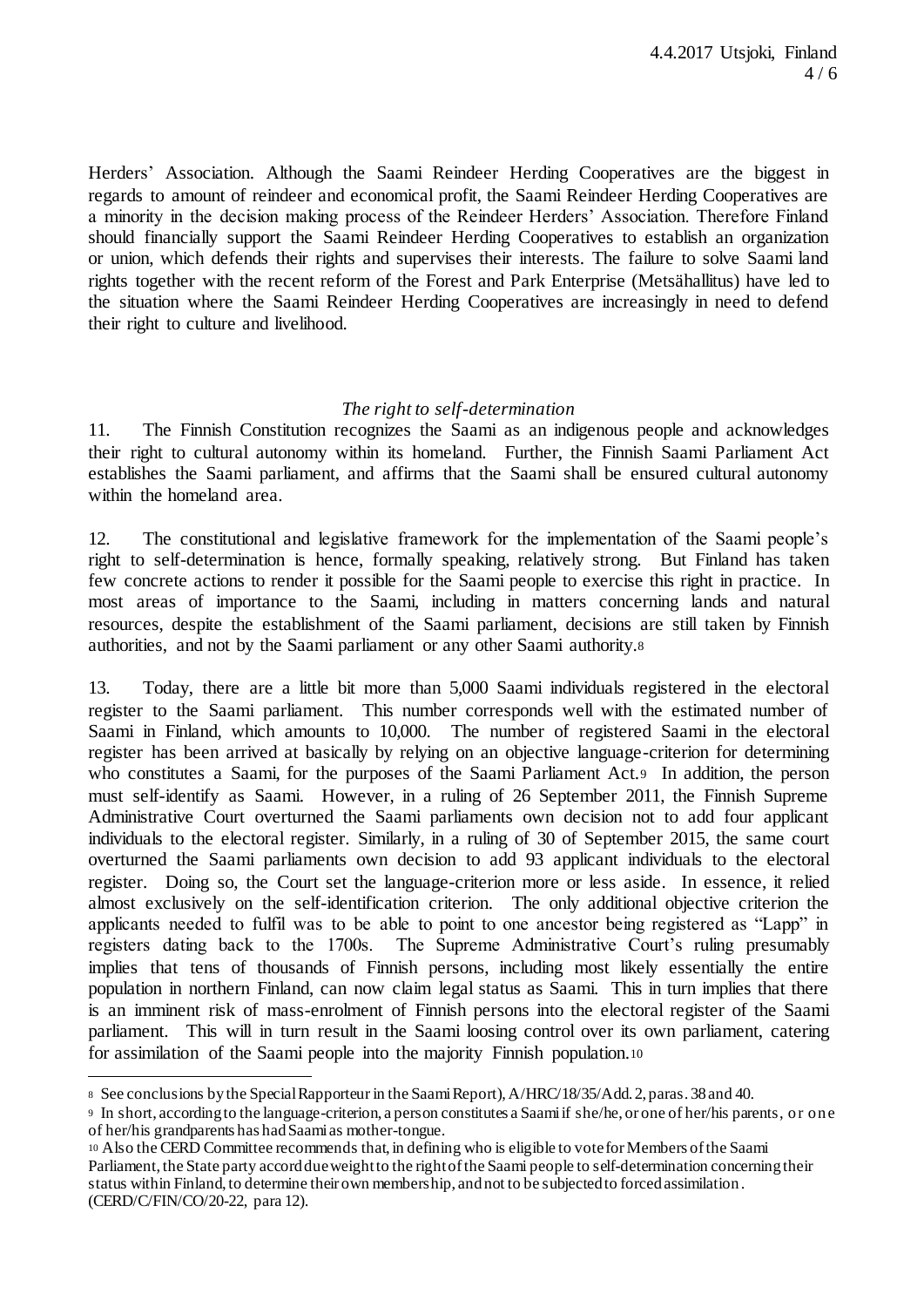Herders' Association. Although the Saami Reindeer Herding Cooperatives are the biggest in regards to amount of reindeer and economical profit, the Saami Reindeer Herding Cooperatives are a minority in the decision making process of the Reindeer Herders' Association. Therefore Finland should financially support the Saami Reindeer Herding Cooperatives to establish an organization or union, which defends their rights and supervises their interests. The failure to solve Saami land rights together with the recent reform of the Forest and Park Enterprise (Metsähallitus) have led to the situation where the Saami Reindeer Herding Cooperatives are increasingly in need to defend their right to culture and livelihood.

### *The right to self-determination*

11. The Finnish Constitution recognizes the Saami as an indigenous people and acknowledges their right to cultural autonomy within its homeland. Further, the Finnish Saami Parliament Act establishes the Saami parliament, and affirms that the Saami shall be ensured cultural autonomy within the homeland area.

12. The constitutional and legislative framework for the implementation of the Saami people's right to self-determination is hence, formally speaking, relatively strong. But Finland has taken few concrete actions to render it possible for the Saami people to exercise this right in practice. In most areas of importance to the Saami, including in matters concerning lands and natural resources, despite the establishment of the Saami parliament, decisions are still taken by Finnish authorities, and not by the Saami parliament or any other Saami authority.[8]

13. Today, there are a little bit more than 5,000 Saami individuals registered in the electoral register to the Saami parliament. This number corresponds well with the estimated number of Saami in Finland, which amounts to 10,000. The number of registered Saami in the electoral register has been arrived at basically by relying on an objective language-criterion for determining who constitutes a Saami, for the purposes of the Saami Parliament Act.[9] In addition, the person must self-identify as Saami. However, in a ruling of 26 September 2011, the Finnish Supreme Administrative Court overturned the Saami parliaments own decision not to add four applicant individuals to the electoral register. Similarly, in a ruling of 30 of September 2015, the same court overturned the Saami parliaments own decision to add 93 applicant individuals to the electoral register. Doing so, the Court set the language-criterion more or less aside. In essence, it relied almost exclusively on the self-identification criterion. The only additional objective criterion the applicants needed to fulfil was to be able to point to one ancestor being registered as "Lapp" in registers dating back to the 1700s. The Supreme Administrative Court's ruling presumably implies that tens of thousands of Finnish persons, including most likely essentially the entire population in northern Finland, can now claim legal status as Saami. This in turn implies that there is an imminent risk of mass-enrolment of Finnish persons into the electoral register of the Saami parliament. This will in turn result in the Saami loosing control over its own parliament, catering for assimilation of the Saami people into the majority Finnish population.[10]

---

[8] See conclusions by the Special Rapporteur in the Saami Report), A/HRC/18/35/Add. 2, paras. 38 and 40.

[9] In short, according to the language-criterion, a person constitutes a Saami if she/he, or one of her/his parents, or one of her/his grandparents has had Saami as mother-tongue.

[10] Also the CERD Committee recommends that, in defining who is eligible to vote for Members of the Saami Parliament, the State party accord due weight to the right of the Saami people to self-determination concerning their status within Finland, to determine their own membership, and not to be subjected to forced assimilation. (CERD/C/FIN/CO/20-22, para 12).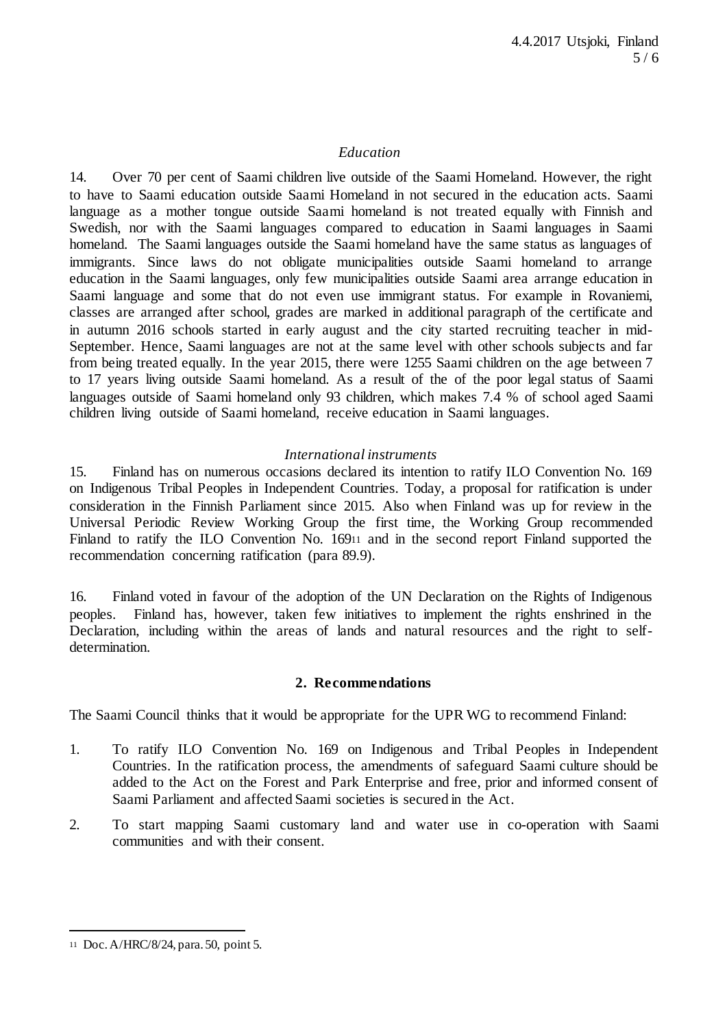*Education*

14. Over 70 per cent of Saami children live outside of the Saami Homeland. However, the right to have to Saami education outside Saami Homeland in not secured in the education acts. Saami language as a mother tongue outside Saami homeland is not treated equally with Finnish and Swedish, nor with the Saami languages compared to education in Saami languages in Saami homeland. The Saami languages outside the Saami homeland have the same status as languages of immigrants. Since laws do not obligate municipalities outside Saami homeland to arrange education in the Saami languages, only few municipalities outside Saami area arrange education in Saami language and some that do not even use immigrant status. For example in Rovaniemi, classes are arranged after school, grades are marked in additional paragraph of the certificate and in autumn 2016 schools started in early august and the city started recruiting teacher in mid-September. Hence, Saami languages are not at the same level with other schools subjects and far from being treated equally. In the year 2015, there were 1255 Saami children on the age between 7 to 17 years living outside Saami homeland. As a result of the of the poor legal status of Saami languages outside of Saami homeland only 93 children, which makes 7.4 % of school aged Saami children living outside of Saami homeland, receive education in Saami languages.

*International instruments*

15. Finland has on numerous occasions declared its intention to ratify ILO Convention No. 169 on Indigenous Tribal Peoples in Independent Countries. Today, a proposal for ratification is under consideration in the Finnish Parliament since 2015. Also when Finland was up for review in the Universal Periodic Review Working Group the first time, the Working Group recommended Finland to ratify the ILO Convention No. 169[11] and in the second report Finland supported the recommendation concerning ratification (para 89.9).

16. Finland voted in favour of the adoption of the UN Declaration on the Rights of Indigenous peoples. Finland has, however, taken few initiatives to implement the rights enshrined in the Declaration, including within the areas of lands and natural resources and the right to self-determination.

## 2. Recommendations

The Saami Council thinks that it would be appropriate for the UPR WG to recommend Finland:

1. To ratify ILO Convention No. 169 on Indigenous and Tribal Peoples in Independent Countries. In the ratification process, the amendments of safeguard Saami culture should be added to the Act on the Forest and Park Enterprise and free, prior and informed consent of Saami Parliament and affected Saami societies is secured in the Act.
2. To start mapping Saami customary land and water use in co-operation with Saami communities and with their consent.

---

[11] Doc. A/HRC/8/24, para. 50, point 5.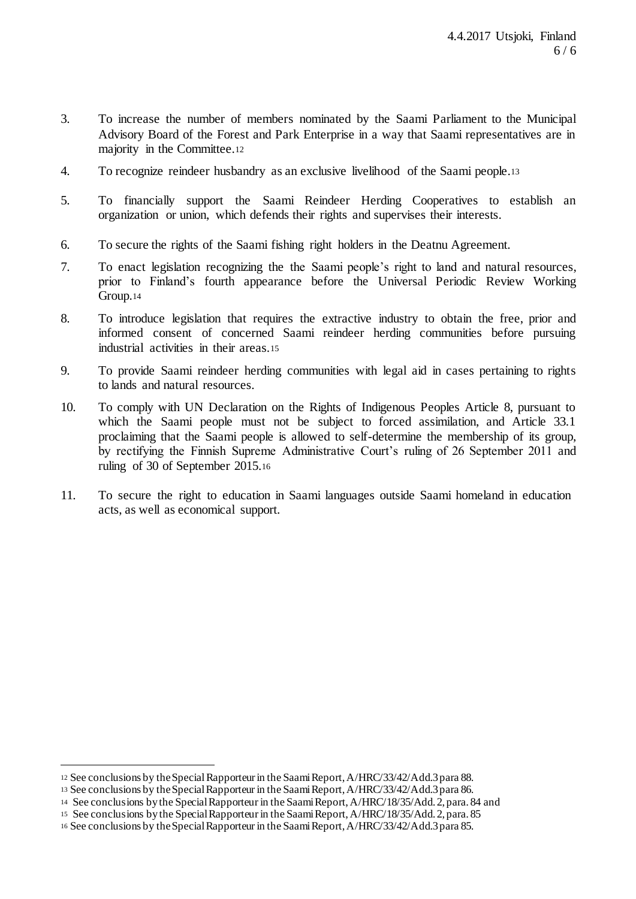3. To increase the number of members nominated by the Saami Parliament to the Municipal Advisory Board of the Forest and Park Enterprise in a way that Saami representatives are in majority in the Committee.[12]

4. To recognize reindeer husbandry as an exclusive livelihood of the Saami people.[13]

5. To financially support the Saami Reindeer Herding Cooperatives to establish an organization or union, which defends their rights and supervises their interests.

6. To secure the rights of the Saami fishing right holders in the Deatnu Agreement.

7. To enact legislation recognizing the the Saami people's right to land and natural resources, prior to Finland's fourth appearance before the Universal Periodic Review Working Group.[14]

8. To introduce legislation that requires the extractive industry to obtain the free, prior and informed consent of concerned Saami reindeer herding communities before pursuing industrial activities in their areas.[15]

9. To provide Saami reindeer herding communities with legal aid in cases pertaining to rights to lands and natural resources.

10. To comply with UN Declaration on the Rights of Indigenous Peoples Article 8, pursuant to which the Saami people must not be subject to forced assimilation, and Article 33.1 proclaiming that the Saami people is allowed to self-determine the membership of its group, by rectifying the Finnish Supreme Administrative Court's ruling of 26 September 2011 and ruling of 30 of September 2015.[16]

11. To secure the right to education in Saami languages outside Saami homeland in education acts, as well as economical support.

---

[12] See conclusions by the Special Rapporteur in the Saami Report, A/HRC/33/42/Add.3 para 88.
[13] See conclusions by the Special Rapporteur in the Saami Report, A/HRC/33/42/Add.3 para 86.
[14] See conclusions by the Special Rapporteur in the Saami Report, A/HRC/18/35/Add. 2, para. 84 and
[15] See conclusions by the Special Rapporteur in the Saami Report, A/HRC/18/35/Add. 2, para. 85
[16] See conclusions by the Special Rapporteur in the Saami Report, A/HRC/33/42/Add.3 para 85.